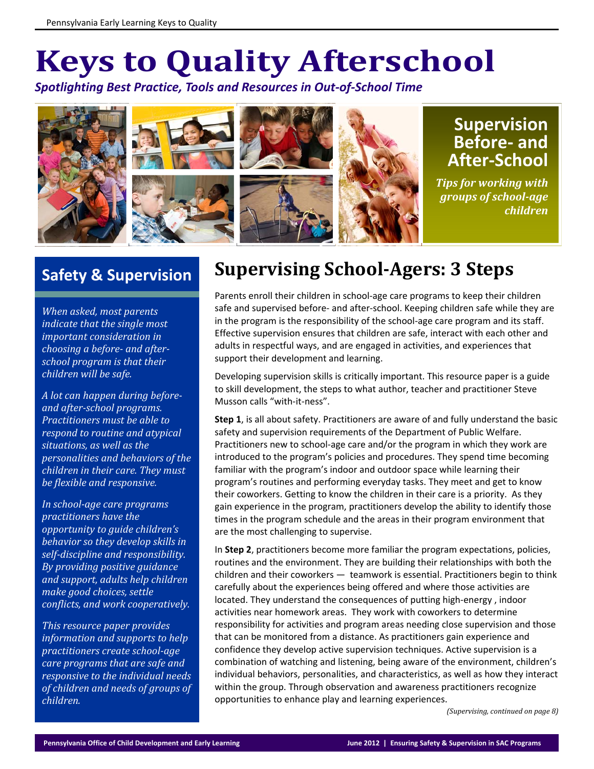# Keys to Quality Afterschool

*Spotlighting Best Practice, Tools and Resources in Out-of-School Time*

## Supervision Before- and After-School

*Tips for working with groups of school-age children*

## Safety & Supervision

*When asked, most parents indicate that the single most important consideration in choosing a before- and after-school program is that their children will be safe.*

*A lot can happen during before- and after-school programs. Practitioners must be able to respond to routine and atypical situations, as well as the personalities and behaviors of the children in their care. They must be flexible and responsive.*

*In school-age care programs practitioners have the opportunity to guide children's behavior so they develop skills in self-discipline and responsibility. By providing positive guidance and support, adults help children make good choices, settle conflicts, and work cooperatively.*

*This resource paper provides information and supports to help practitioners create school-age care programs that are safe and responsive to the individual needs of children and needs of groups of children.*

## Supervising School-Agers: 3 Steps

Parents enroll their children in school-age care programs to keep their children safe and supervised before- and after-school. Keeping children safe while they are in the program is the responsibility of the school-age care program and its staff. Effective supervision ensures that children are safe, interact with each other and adults in respectful ways, and are engaged in activities, and experiences that support their development and learning.

Developing supervision skills is critically important. This resource paper is a guide to skill development, the steps to what author, teacher and practitioner Steve Musson calls "with-it-ness".

**Step 1**, is all about safety. Practitioners are aware of and fully understand the basic safety and supervision requirements of the Department of Public Welfare. Practitioners new to school-age care and/or the program in which they work are introduced to the program's policies and procedures. They spend time becoming familiar with the program's indoor and outdoor space while learning their program's routines and performing everyday tasks. They meet and get to know their coworkers. Getting to know the children in their care is a priority. As they gain experience in the program, practitioners develop the ability to identify those times in the program schedule and the areas in their program environment that are the most challenging to supervise.

In **Step 2**, practitioners become more familiar the program expectations, policies, routines and the environment. They are building their relationships with both the children and their coworkers — teamwork is essential. Practitioners begin to think carefully about the experiences being offered and where those activities are located. They understand the consequences of putting high-energy , indoor activities near homework areas. They work with coworkers to determine responsibility for activities and program areas needing close supervision and those that can be monitored from a distance. As practitioners gain experience and confidence they develop active supervision techniques. Active supervision is a combination of watching and listening, being aware of the environment, children's individual behaviors, personalities, and characteristics, as well as how they interact within the group. Through observation and awareness practitioners recognize opportunities to enhance play and learning experiences.

*(Supervising, continued on page 8)*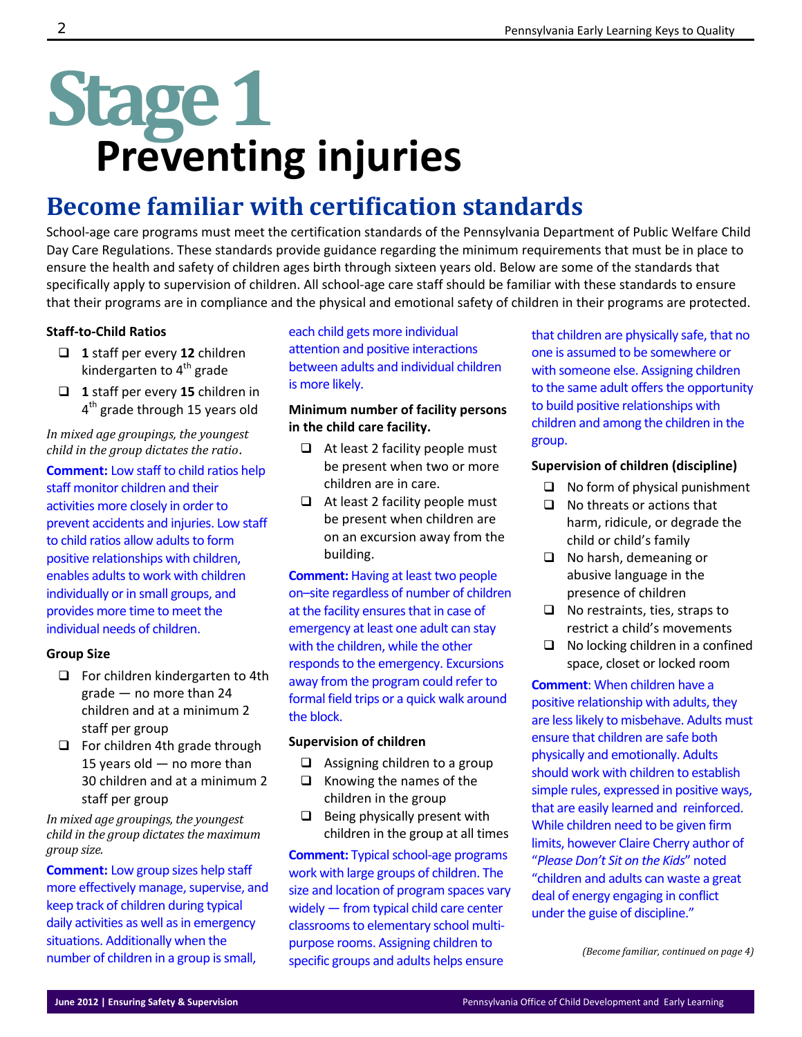# Stage 1
# Preventing injuries

## Become familiar with certification standards

School-age care programs must meet the certification standards of the Pennsylvania Department of Public Welfare Child Day Care Regulations. These standards provide guidance regarding the minimum requirements that must be in place to ensure the health and safety of children ages birth through sixteen years old. Below are some of the standards that specifically apply to supervision of children. All school-age care staff should be familiar with these standards to ensure that their programs are in compliance and the physical and emotional safety of children in their programs are protected.

### Staff-to-Child Ratios

- **1** staff per every **12** children kindergarten to 4th grade
- **1** staff per every **15** children in 4th grade through 15 years old

*In mixed age groupings, the youngest child in the group dictates the ratio.*

**Comment:** Low staff to child ratios help staff monitor children and their activities more closely in order to prevent accidents and injuries. Low staff to child ratios allow adults to form positive relationships with children, enables adults to work with children individually or in small groups, and provides more time to meet the individual needs of children.

### Group Size

- For children kindergarten to 4th grade — no more than 24 children and at a minimum 2 staff per group
- For children 4th grade through 15 years old — no more than 30 children and at a minimum 2 staff per group

*In mixed age groupings, the youngest child in the group dictates the maximum group size.*

**Comment:** Low group sizes help staff more effectively manage, supervise, and keep track of children during typical daily activities as well as in emergency situations. Additionally when the number of children in a group is small, each child gets more individual attention and positive interactions between adults and individual children is more likely.

### Minimum number of facility persons in the child care facility.

- At least 2 facility people must be present when two or more children are in care.
- At least 2 facility people must be present when children are on an excursion away from the building.

**Comment:** Having at least two people on–site regardless of number of children at the facility ensures that in case of emergency at least one adult can stay with the children, while the other responds to the emergency. Excursions away from the program could refer to formal field trips or a quick walk around the block.

### Supervision of children

- Assigning children to a group
- Knowing the names of the children in the group
- Being physically present with children in the group at all times

**Comment:** Typical school-age programs work with large groups of children. The size and location of program spaces vary widely — from typical child care center classrooms to elementary school multi-purpose rooms. Assigning children to specific groups and adults helps ensure that children are physically safe, that no one is assumed to be somewhere or with someone else. Assigning children to the same adult offers the opportunity to build positive relationships with children and among the children in the group.

### Supervision of children (discipline)

- No form of physical punishment
- No threats or actions that harm, ridicule, or degrade the child or child's family
- No harsh, demeaning or abusive language in the presence of children
- No restraints, ties, straps to restrict a child's movements
- No locking children in a confined space, closet or locked room

**Comment**: When children have a positive relationship with adults, they are less likely to misbehave. Adults must ensure that children are safe both physically and emotionally. Adults should work with children to establish simple rules, expressed in positive ways, that are easily learned and reinforced. While children need to be given firm limits, however Claire Cherry author of "*Please Don't Sit on the Kids*" noted "children and adults can waste a great deal of energy engaging in conflict under the guise of discipline."

*(Become familiar, continued on page 4)*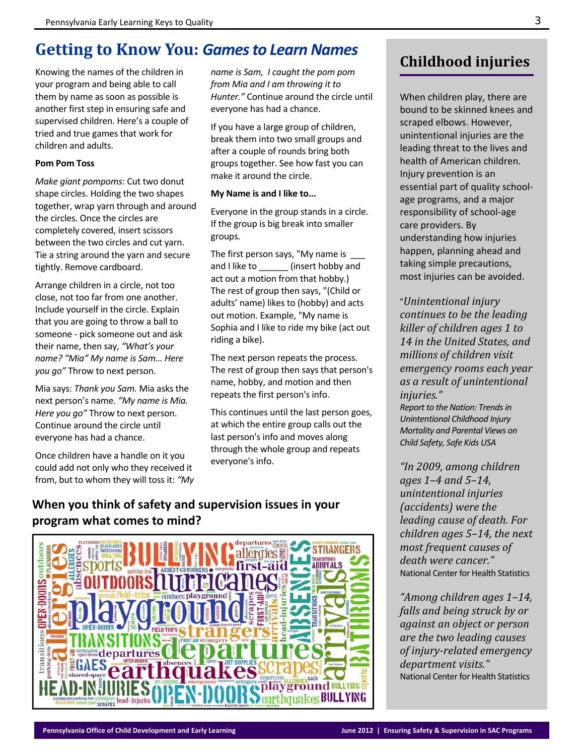## Getting to Know You: *Games to Learn Names*

Knowing the names of the children in your program and being able to call them by name as soon as possible is another first step in ensuring safe and supervised children. Here's a couple of tried and true games that work for children and adults.

**Pom Pom Toss**

*Make giant pompoms*: Cut two donut shape circles. Holding the two shapes together, wrap yarn through and around the circles. Once the circles are completely covered, insert scissors between the two circles and cut yarn. Tie a string around the yarn and secure tightly. Remove cardboard.

Arrange children in a circle, not too close, not too far from one another. Include yourself in the circle. Explain that you are going to throw a ball to someone - pick someone out and ask their name, then say, *"What's your name? "Mia" My name is Sam… Here you go"* Throw to next person.

Mia says: *Thank you Sam.* Mia asks the next person's name. *"My name is Mia. Here you go"* Throw to next person. Continue around the circle until everyone has had a chance.

Once children have a handle on it you could add not only who they received it from, but to whom they will toss it: *"My name is Sam, I caught the pom pom from Mia and I am throwing it to Hunter."* Continue around the circle until everyone has had a chance.

If you have a large group of children, break them into two small groups and after a couple of rounds bring both groups together. See how fast you can make it around the circle.

**My Name is and I like to...**

Everyone in the group stands in a circle. If the group is big break into smaller groups.

The first person says, "My name is ___ and I like to ______ (insert hobby and act out a motion from that hobby.) The rest of group then says, "(Child or adults' name) likes to (hobby) and acts out motion. Example, "My name is Sophia and I like to ride my bike (act out riding a bike).

The next person repeats the process. The rest of group then says that person's name, hobby, and motion and then repeats the first person's info.

This continues until the last person goes, at which the entire group calls out the last person's info and moves along through the whole group and repeats everyone's info.

### When you think of safety and supervision issues in your program what comes to mind?

allergies, BULLYING, playground, hurricanes, departures, earthquakes, strangers, ABSENCES, arrivals, BATHROOMS, TRANSITIONS, OPEN-DOORS, HEAD-INJURIES, OUTDOORS, sports, first-aid, scrapes, GAES, STRANGERS, ARRIVALS, field-trips, absences, parking-lots, shared-space, art-supplies, ABSENT-COWORKERS, emergencies

## Childhood injuries

When children play, there are bound to be skinned knees and scraped elbows. However, unintentional injuries are the leading threat to the lives and health of American children. Injury prevention is an essential part of quality school-age programs, and a major responsibility of school-age care providers. By understanding how injuries happen, planning ahead and taking simple precautions, most injuries can be avoided.

"*Unintentional injury continues to be the leading killer of children ages 1 to 14 in the United States, and millions of children visit emergency rooms each year as a result of unintentional injuries."*
*Report to the Nation: Trends in Unintentional Childhood Injury Mortality and Parental Views on Child Safety, Safe Kids USA*

*"In 2009, among children ages 1–4 and 5–14, unintentional injuries (accidents) were the leading cause of death. For children ages 5–14, the next most frequent causes of death were cancer."*
National Center for Health Statistics

*"Among children ages 1–14, falls and being struck by or against an object or person are the two leading causes of injury-related emergency department visits."*
National Center for Health Statistics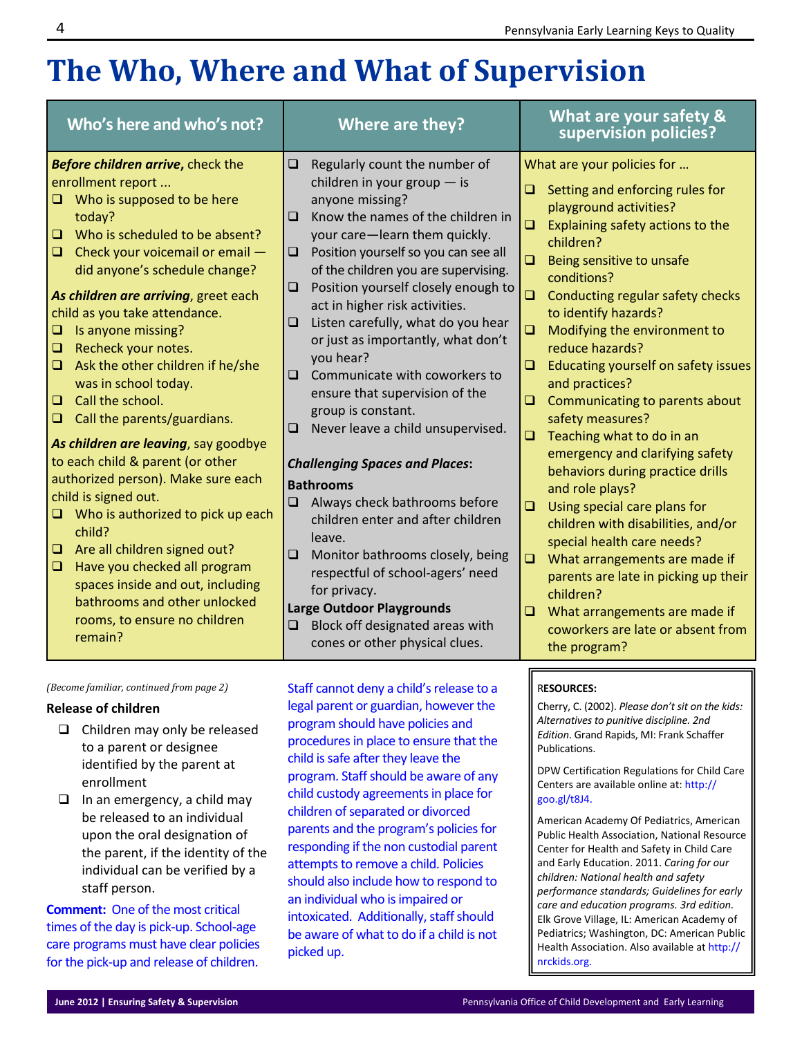# The Who, Where and What of Supervision

## Who's here and who's not?

***Before children arrive***, check the enrollment report ...

- ❑ Who is supposed to be here today?
- ❑ Who is scheduled to be absent?
- ❑ Check your voicemail or email — did anyone's schedule change?

***As children are arriving***, greet each child as you take attendance.

- ❑ Is anyone missing?
- ❑ Recheck your notes.
- ❑ Ask the other children if he/she was in school today.
- ❑ Call the school.
- ❑ Call the parents/guardians.

***As children are leaving***, say goodbye to each child & parent (or other authorized person). Make sure each child is signed out.

- ❑ Who is authorized to pick up each child?
- ❑ Are all children signed out?
- ❑ Have you checked all program spaces inside and out, including bathrooms and other unlocked rooms, to ensure no children remain?

## Where are they?

- ❑ Regularly count the number of children in your group — is anyone missing?
- ❑ Know the names of the children in your care—learn them quickly.
- ❑ Position yourself so you can see all of the children you are supervising.
- ❑ Position yourself closely enough to act in higher risk activities.
- ❑ Listen carefully, what do you hear or just as importantly, what don't you hear?
- ❑ Communicate with coworkers to ensure that supervision of the group is constant.
- ❑ Never leave a child unsupervised.

***Challenging Spaces and Places*:**

**Bathrooms**

- ❑ Always check bathrooms before children enter and after children leave.
- ❑ Monitor bathrooms closely, being respectful of school-agers' need for privacy.

**Large Outdoor Playgrounds**

- ❑ Block off designated areas with cones or other physical clues.

## What are your safety & supervision policies?

What are your policies for ...

- ❑ Setting and enforcing rules for playground activities?
- ❑ Explaining safety actions to the children?
- ❑ Being sensitive to unsafe conditions?
- ❑ Conducting regular safety checks to identify hazards?
- ❑ Modifying the environment to reduce hazards?
- ❑ Educating yourself on safety issues and practices?
- ❑ Communicating to parents about safety measures?
- ❑ Teaching what to do in an emergency and clarifying safety behaviors during practice drills and role plays?
- ❑ Using special care plans for children with disabilities, and/or special health care needs?
- ❑ What arrangements are made if parents are late in picking up their children?
- ❑ What arrangements are made if coworkers are late or absent from the program?

*(Become familiar, continued from page 2)*

**Release of children**

- ❑ Children may only be released to a parent or designee identified by the parent at enrollment
- ❑ In an emergency, a child may be released to an individual upon the oral designation of the parent, if the identity of the individual can be verified by a staff person.

**Comment:** One of the most critical times of the day is pick-up. School-age care programs must have clear policies for the pick-up and release of children. Staff cannot deny a child's release to a legal parent or guardian, however the program should have policies and procedures in place to ensure that the child is safe after they leave the program. Staff should be aware of any child custody agreements in place for children of separated or divorced parents and the program's policies for responding if the non custodial parent attempts to remove a child. Policies should also include how to respond to an individual who is impaired or intoxicated. Additionally, staff should be aware of what to do if a child is not picked up.

**RESOURCES:**

Cherry, C. (2002). *Please don't sit on the kids: Alternatives to punitive discipline. 2nd Edition*. Grand Rapids, MI: Frank Schaffer Publications.

DPW Certification Regulations for Child Care Centers are available online at: http://goo.gl/t8J4.

American Academy Of Pediatrics, American Public Health Association, National Resource Center for Health and Safety in Child Care and Early Education. 2011. *Caring for our children: National health and safety performance standards; Guidelines for early care and education programs. 3rd edition.* Elk Grove Village, IL: American Academy of Pediatrics; Washington, DC: American Public Health Association. Also available at http://nrckids.org.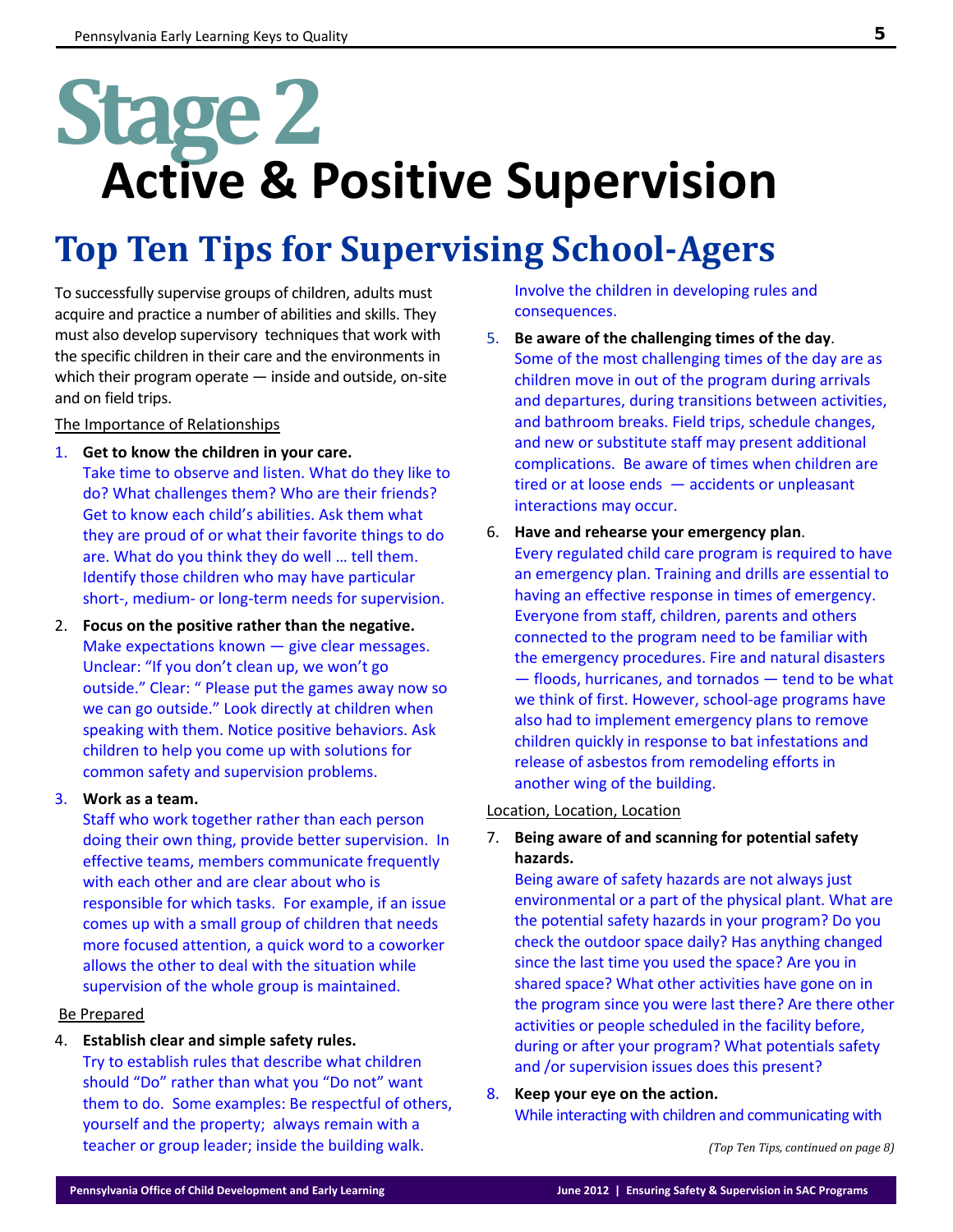# Stage 2

# Active & Positive Supervision

## Top Ten Tips for Supervising School-Agers

To successfully supervise groups of children, adults must acquire and practice a number of abilities and skills. They must also develop supervisory techniques that work with the specific children in their care and the environments in which their program operate — inside and outside, on-site and on field trips.

The Importance of Relationships

1. **Get to know the children in your care.**
   Take time to observe and listen. What do they like to do? What challenges them? Who are their friends? Get to know each child's abilities. Ask them what they are proud of or what their favorite things to do are. What do you think they do well … tell them. Identify those children who may have particular short-, medium- or long-term needs for supervision.

2. **Focus on the positive rather than the negative.**
   Make expectations known — give clear messages. Unclear: "If you don't clean up, we won't go outside." Clear: " Please put the games away now so we can go outside." Look directly at children when speaking with them. Notice positive behaviors. Ask children to help you come up with solutions for common safety and supervision problems.

3. **Work as a team.**
   Staff who work together rather than each person doing their own thing, provide better supervision. In effective teams, members communicate frequently with each other and are clear about who is responsible for which tasks. For example, if an issue comes up with a small group of children that needs more focused attention, a quick word to a coworker allows the other to deal with the situation while supervision of the whole group is maintained.

Be Prepared

4. **Establish clear and simple safety rules.**
   Try to establish rules that describe what children should "Do" rather than what you "Do not" want them to do. Some examples: Be respectful of others, yourself and the property; always remain with a teacher or group leader; inside the building walk. Involve the children in developing rules and consequences.

5. **Be aware of the challenging times of the day**.
   Some of the most challenging times of the day are as children move in out of the program during arrivals and departures, during transitions between activities, and bathroom breaks. Field trips, schedule changes, and new or substitute staff may present additional complications. Be aware of times when children are tired or at loose ends — accidents or unpleasant interactions may occur.

6. **Have and rehearse your emergency plan**.
   Every regulated child care program is required to have an emergency plan. Training and drills are essential to having an effective response in times of emergency. Everyone from staff, children, parents and others connected to the program need to be familiar with the emergency procedures. Fire and natural disasters — floods, hurricanes, and tornados — tend to be what we think of first. However, school-age programs have also had to implement emergency plans to remove children quickly in response to bat infestations and release of asbestos from remodeling efforts in another wing of the building.

Location, Location, Location

7. **Being aware of and scanning for potential safety hazards.**
   Being aware of safety hazards are not always just environmental or a part of the physical plant. What are the potential safety hazards in your program? Do you check the outdoor space daily? Has anything changed since the last time you used the space? Are you in shared space? What other activities have gone on in the program since you were last there? Are there other activities or people scheduled in the facility before, during or after your program? What potentials safety and /or supervision issues does this present?

8. **Keep your eye on the action.**
   While interacting with children and communicating with

*(Top Ten Tips, continued on page 8)*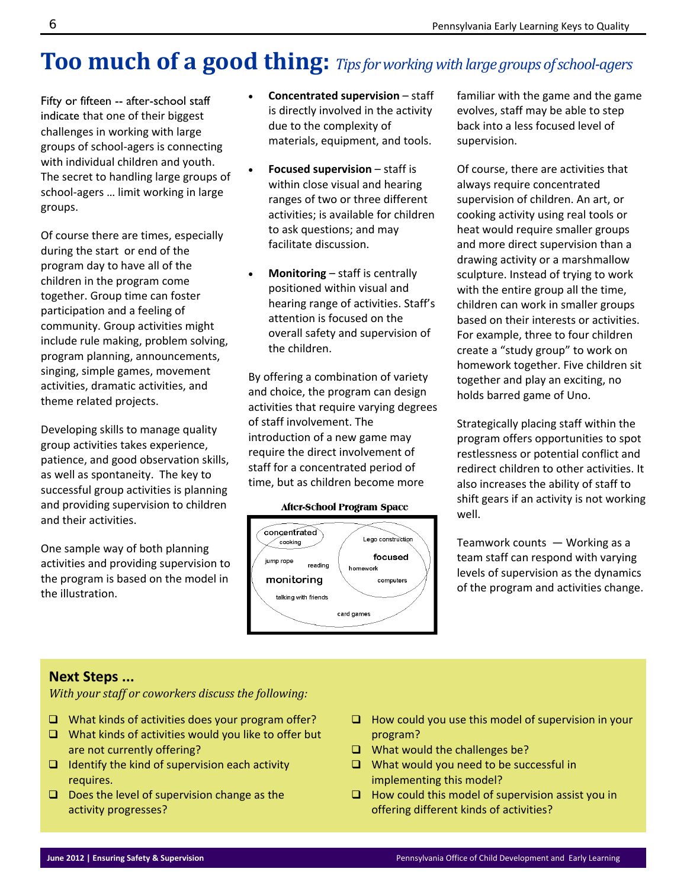# Too much of a good thing: *Tips for working with large groups of school-agers*

Fifty or fifteen -- after-school staff indicate that one of their biggest challenges in working with large groups of school-agers is connecting with individual children and youth. The secret to handling large groups of school-agers … limit working in large groups.

Of course there are times, especially during the start or end of the program day to have all of the children in the program come together. Group time can foster participation and a feeling of community. Group activities might include rule making, problem solving, program planning, announcements, singing, simple games, movement activities, dramatic activities, and theme related projects.

Developing skills to manage quality group activities takes experience, patience, and good observation skills, as well as spontaneity. The key to successful group activities is planning and providing supervision to children and their activities.

One sample way of both planning activities and providing supervision to the program is based on the model in the illustration.

- **Concentrated supervision** – staff is directly involved in the activity due to the complexity of materials, equipment, and tools.
- **Focused supervision** – staff is within close visual and hearing ranges of two or three different activities; is available for children to ask questions; and may facilitate discussion.
- **Monitoring** – staff is centrally positioned within visual and hearing range of activities. Staff's attention is focused on the overall safety and supervision of the children.

By offering a combination of variety and choice, the program can design activities that require varying degrees of staff involvement. The introduction of a new game may require the direct involvement of staff for a concentrated period of time, but as children become more familiar with the game and the game evolves, staff may be able to step back into a less focused level of supervision.

**After-School Program Space**

concentrated: cooking
focused: Lego construction, homework, computers
monitoring: jump rope, reading, talking with friends, card games

Of course, there are activities that always require concentrated supervision of children. An art, or cooking activity using real tools or heat would require smaller groups and more direct supervision than a drawing activity or a marshmallow sculpture. Instead of trying to work with the entire group all the time, children can work in smaller groups based on their interests or activities. For example, three to four children create a "study group" to work on homework together. Five children sit together and play an exciting, no holds barred game of Uno.

Strategically placing staff within the program offers opportunities to spot restlessness or potential conflict and redirect children to other activities. It also increases the ability of staff to shift gears if an activity is not working well.

Teamwork counts — Working as a team staff can respond with varying levels of supervision as the dynamics of the program and activities change.

## Next Steps ...

*With your staff or coworkers discuss the following:*

- ☐ What kinds of activities does your program offer?
- ☐ What kinds of activities would you like to offer but are not currently offering?
- ☐ Identify the kind of supervision each activity requires.
- ☐ Does the level of supervision change as the activity progresses?
- ☐ How could you use this model of supervision in your program?
- ☐ What would the challenges be?
- ☐ What would you need to be successful in implementing this model?
- ☐ How could this model of supervision assist you in offering different kinds of activities?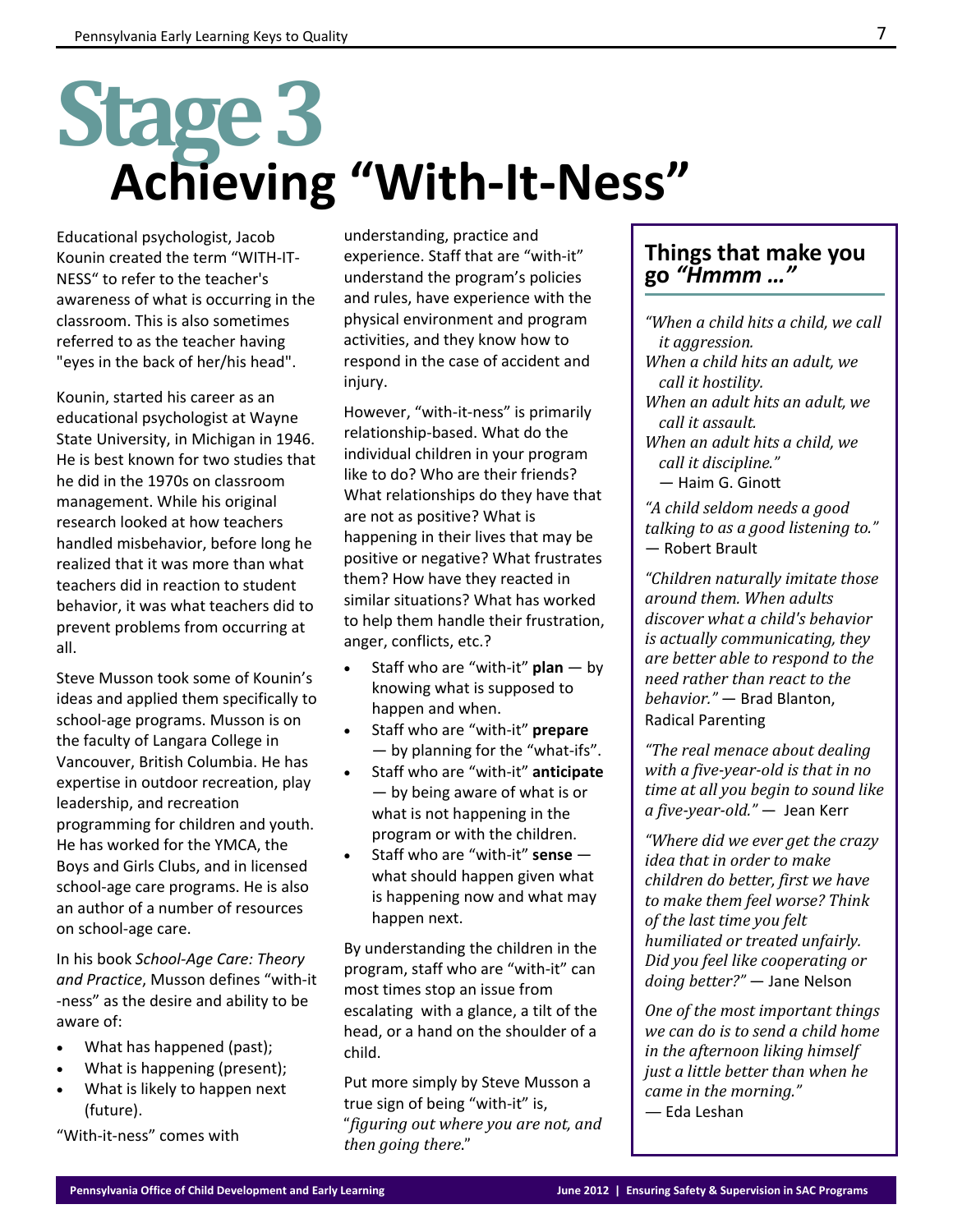# Stage 3
## Achieving "With-It-Ness"

Educational psychologist, Jacob Kounin created the term "WITH-IT-NESS" to refer to the teacher's awareness of what is occurring in the classroom. This is also sometimes referred to as the teacher having "eyes in the back of her/his head".

Kounin, started his career as an educational psychologist at Wayne State University, in Michigan in 1946. He is best known for two studies that he did in the 1970s on classroom management. While his original research looked at how teachers handled misbehavior, before long he realized that it was more than what teachers did in reaction to student behavior, it was what teachers did to prevent problems from occurring at all.

Steve Musson took some of Kounin's ideas and applied them specifically to school-age programs. Musson is on the faculty of Langara College in Vancouver, British Columbia. He has expertise in outdoor recreation, play leadership, and recreation programming for children and youth. He has worked for the YMCA, the Boys and Girls Clubs, and in licensed school-age care programs. He is also an author of a number of resources on school-age care.

In his book *School-Age Care: Theory and Practice*, Musson defines "with-it-ness" as the desire and ability to be aware of:

- What has happened (past);
- What is happening (present);
- What is likely to happen next (future).

"With-it-ness" comes with understanding, practice and experience. Staff that are "with-it" understand the program's policies and rules, have experience with the physical environment and program activities, and they know how to respond in the case of accident and injury.

However, "with-it-ness" is primarily relationship-based. What do the individual children in your program like to do? Who are their friends? What relationships do they have that are not as positive? What is happening in their lives that may be positive or negative? What frustrates them? How have they reacted in similar situations? What has worked to help them handle their frustration, anger, conflicts, etc.?

- Staff who are "with-it" **plan** — by knowing what is supposed to happen and when.
- Staff who are "with-it" **prepare** — by planning for the "what-ifs".
- Staff who are "with-it" **anticipate** — by being aware of what is or what is not happening in the program or with the children.
- Staff who are "with-it" **sense** — what should happen given what is happening now and what may happen next.

By understanding the children in the program, staff who are "with-it" can most times stop an issue from escalating with a glance, a tilt of the head, or a hand on the shoulder of a child.

Put more simply by Steve Musson a true sign of being "with-it" is, "*figuring out where you are not, and then going there*."

### Things that make you go *"Hmmm …"*

*"When a child hits a child, we call it aggression.*
*When a child hits an adult, we call it hostility.*
*When an adult hits an adult, we call it assault.*
*When an adult hits a child, we call it discipline."*
— Haim G. Ginott

*"A child seldom needs a good talking to as a good listening to."* — Robert Brault

*"Children naturally imitate those around them. When adults discover what a child's behavior is actually communicating, they are better able to respond to the need rather than react to the behavior."* — Brad Blanton, Radical Parenting

*"The real menace about dealing with a five-year-old is that in no time at all you begin to sound like a five-year-old."* — Jean Kerr

*"Where did we ever get the crazy idea that in order to make children do better, first we have to make them feel worse? Think of the last time you felt humiliated or treated unfairly. Did you feel like cooperating or doing better?"* — Jane Nelson

*One of the most important things we can do is to send a child home in the afternoon liking himself just a little better than when he came in the morning."*
— Eda Leshan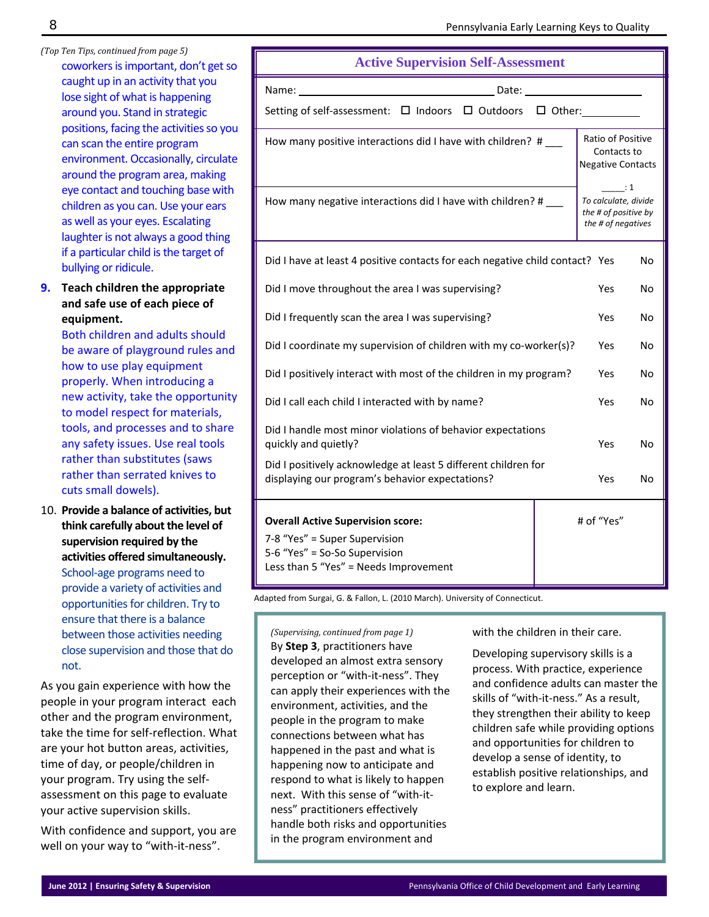*(Top Ten Tips, continued from page 5)*

coworkers is important, don't get so caught up in an activity that you lose sight of what is happening around you. Stand in strategic positions, facing the activities so you can scan the entire program environment. Occasionally, circulate around the program area, making eye contact and touching base with children as you can. Use your ears as well as your eyes. Escalating laughter is not always a good thing if a particular child is the target of bullying or ridicule.

9. **Teach children the appropriate and safe use of each piece of equipment.** Both children and adults should be aware of playground rules and how to use play equipment properly. When introducing a new activity, take the opportunity to model respect for materials, tools, and processes and to share any safety issues. Use real tools rather than substitutes (saws rather than serrated knives to cuts small dowels).

10. **Provide a balance of activities, but think carefully about the level of supervision required by the activities offered simultaneously.** School-age programs need to provide a variety of activities and opportunities for children. Try to ensure that there is a balance between those activities needing close supervision and those that do not.

As you gain experience with how the people in your program interact each other and the program environment, take the time for self-reflection. What are your hot button areas, activities, time of day, or people/children in your program. Try using the self-assessment on this page to evaluate your active supervision skills.

With confidence and support, you are well on your way to "with-it-ness".

## Active Supervision Self-Assessment

Name: ____________________ Date: __________

Setting of self-assessment: ☐ Indoors ☐ Outdoors ☐ Other: __________

| | |
|---|---|
| How many positive interactions did I have with children? # ___ | Ratio of Positive Contacts to Negative Contacts |
| How many negative interactions did I have with children? # ___ | ____: 1 *To calculate, divide the # of positive by the # of negatives* |

| | | |
|---|---|---|
| Did I have at least 4 positive contacts for each negative child contact? | Yes | No |
| Did I move throughout the area I was supervising? | Yes | No |
| Did I frequently scan the area I was supervising? | Yes | No |
| Did I coordinate my supervision of children with my co-worker(s)? | Yes | No |
| Did I positively interact with most of the children in my program? | Yes | No |
| Did I call each child I interacted with by name? | Yes | No |
| Did I handle most minor violations of behavior expectations quickly and quietly? | Yes | No |
| Did I positively acknowledge at least 5 different children for displaying our program's behavior expectations? | Yes | No |

| | |
|---|---|
| **Overall Active Supervision score:** 7-8 "Yes" = Super Supervision; 5-6 "Yes" = So-So Supervision; Less than 5 "Yes" = Needs Improvement | # of "Yes" |

Adapted from Surgai, G. & Fallon, L. (2010 March). University of Connecticut.

*(Supervising, continued from page 1)*

By **Step 3**, practitioners have developed an almost extra sensory perception or "with-it-ness". They can apply their experiences with the environment, activities, and the people in the program to make connections between what has happened in the past and what is happening now to anticipate and respond to what is likely to happen next. With this sense of "with-it-ness" practitioners effectively handle both risks and opportunities in the program environment and with the children in their care.

Developing supervisory skills is a process. With practice, experience and confidence adults can master the skills of "with-it-ness." As a result, they strengthen their ability to keep children safe while providing options and opportunities for children to develop a sense of identity, to establish positive relationships, and to explore and learn.